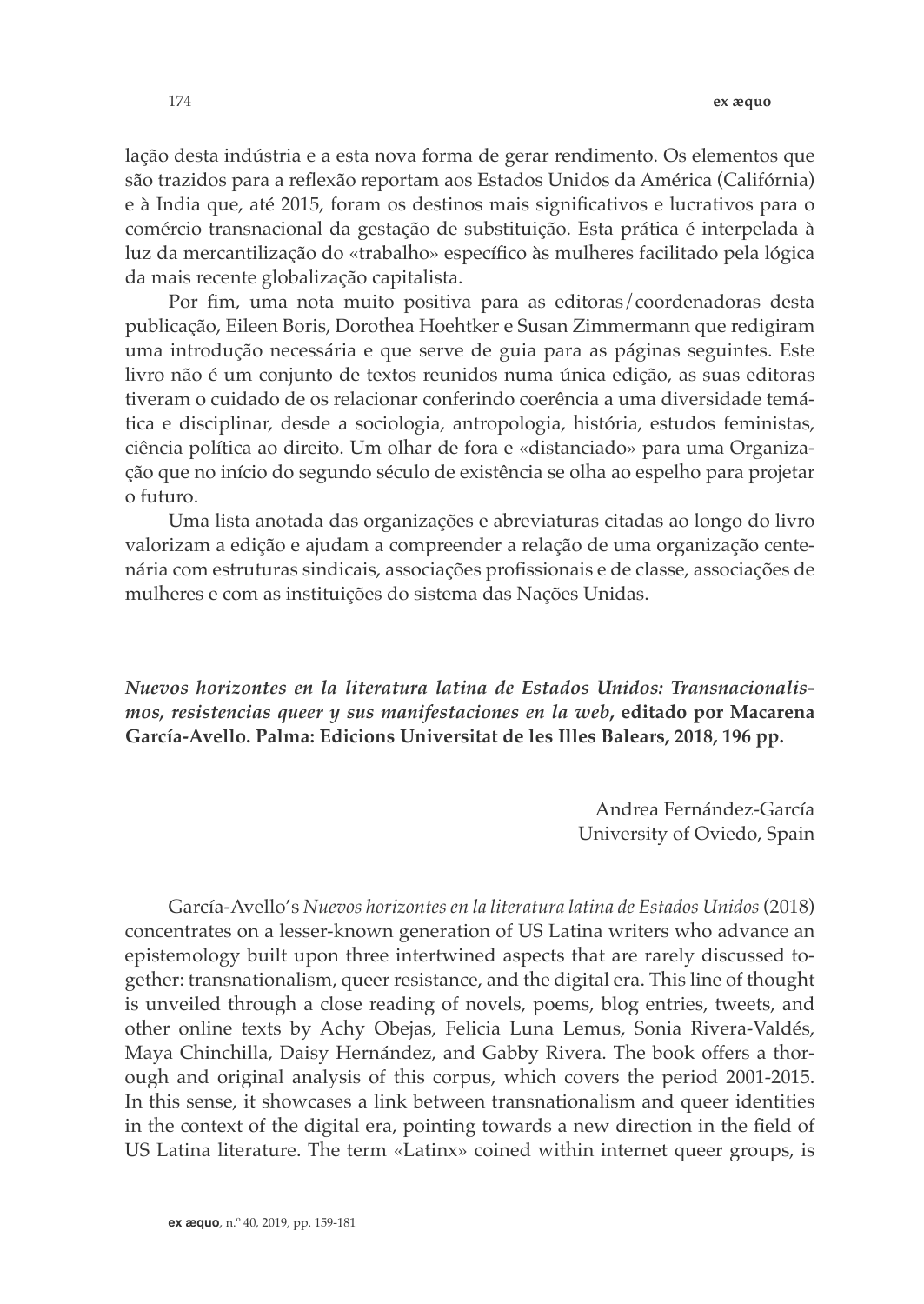lação desta indústria e a esta nova forma de gerar rendimento. Os elementos que são trazidos para a reflexão reportam aos Estados Unidos da América (Califórnia) e à India que, até 2015, foram os destinos mais significativos e lucrativos para o comércio transnacional da gestação de substituição. Esta prática é interpelada à luz da mercantilização do «trabalho» específico às mulheres facilitado pela lógica da mais recente globalização capitalista.

Por fim, uma nota muito positiva para as editoras/coordenadoras desta publicação, Eileen Boris, Dorothea Hoehtker e Susan Zimmermann que redigiram uma introdução necessária e que serve de guia para as páginas seguintes. Este livro não é um conjunto de textos reunidos numa única edição, as suas editoras tiveram o cuidado de os relacionar conferindo coerência a uma diversidade temática e disciplinar, desde a sociologia, antropologia, história, estudos feministas, ciência política ao direito. Um olhar de fora e «distanciado» para uma Organização que no início do segundo século de existência se olha ao espelho para projetar o futuro.

Uma lista anotada das organizações e abreviaturas citadas ao longo do livro valorizam a edição e ajudam a compreender a relação de uma organização centenária com estruturas sindicais, associações profissionais e de classe, associações de mulheres e com as instituições do sistema das Nações Unidas.

***Nuevos horizontes en la literatura latina de Estados Unidos: Transnacionalismos, resistencias queer y sus manifestaciones en la web*, editado por Macarena García-Avello. Palma: Edicions Universitat de les Illes Balears, 2018, 196 pp.**

Andrea Fernández-García
University of Oviedo, Spain

García-Avello's *Nuevos horizontes en la literatura latina de Estados Unidos* (2018) concentrates on a lesser-known generation of US Latina writers who advance an epistemology built upon three intertwined aspects that are rarely discussed together: transnationalism, queer resistance, and the digital era. This line of thought is unveiled through a close reading of novels, poems, blog entries, tweets, and other online texts by Achy Obejas, Felicia Luna Lemus, Sonia Rivera-Valdés, Maya Chinchilla, Daisy Hernández, and Gabby Rivera. The book offers a thorough and original analysis of this corpus, which covers the period 2001-2015. In this sense, it showcases a link between transnationalism and queer identities in the context of the digital era, pointing towards a new direction in the field of US Latina literature. The term «Latinx» coined within internet queer groups, is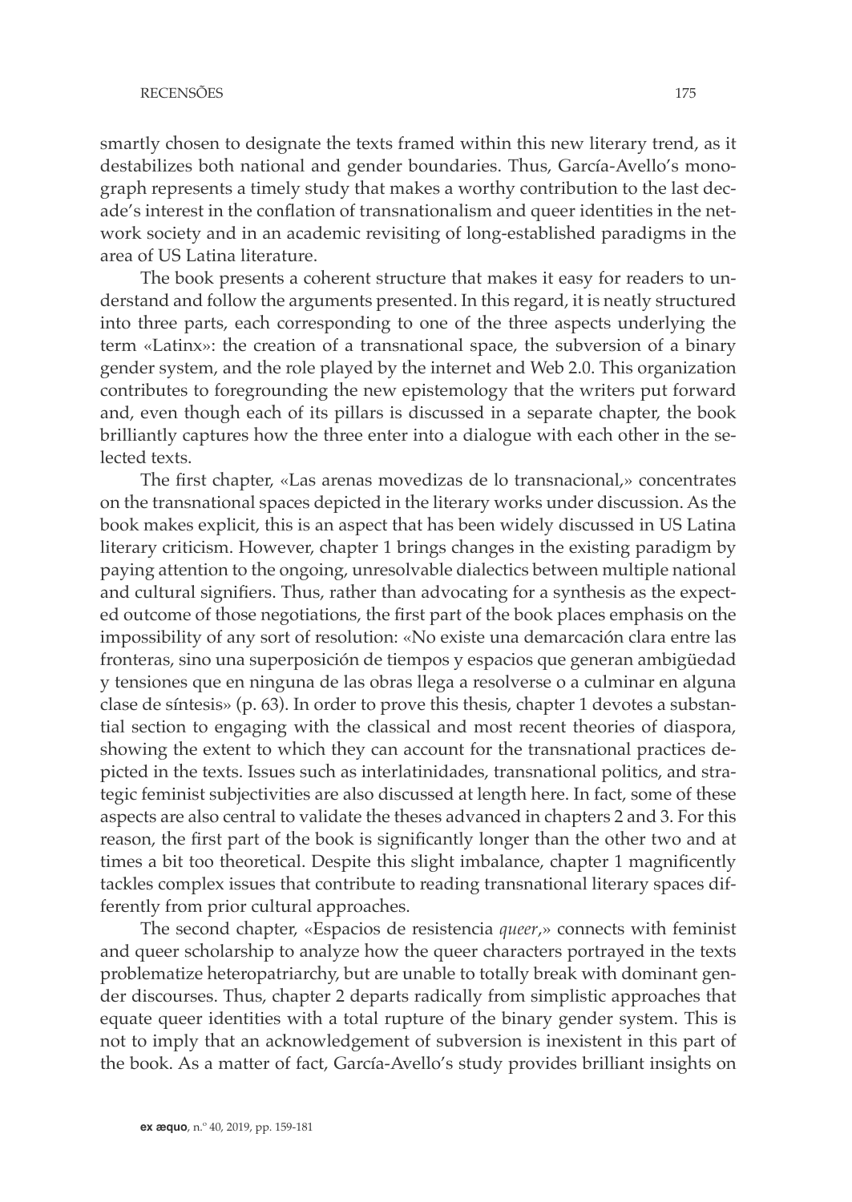smartly chosen to designate the texts framed within this new literary trend, as it destabilizes both national and gender boundaries. Thus, García-Avello's monograph represents a timely study that makes a worthy contribution to the last decade's interest in the conflation of transnationalism and queer identities in the network society and in an academic revisiting of long-established paradigms in the area of US Latina literature.

The book presents a coherent structure that makes it easy for readers to understand and follow the arguments presented. In this regard, it is neatly structured into three parts, each corresponding to one of the three aspects underlying the term «Latinx»: the creation of a transnational space, the subversion of a binary gender system, and the role played by the internet and Web 2.0. This organization contributes to foregrounding the new epistemology that the writers put forward and, even though each of its pillars is discussed in a separate chapter, the book brilliantly captures how the three enter into a dialogue with each other in the selected texts.

The first chapter, «Las arenas movedizas de lo transnacional,» concentrates on the transnational spaces depicted in the literary works under discussion. As the book makes explicit, this is an aspect that has been widely discussed in US Latina literary criticism. However, chapter 1 brings changes in the existing paradigm by paying attention to the ongoing, unresolvable dialectics between multiple national and cultural signifiers. Thus, rather than advocating for a synthesis as the expected outcome of those negotiations, the first part of the book places emphasis on the impossibility of any sort of resolution: «No existe una demarcación clara entre las fronteras, sino una superposición de tiempos y espacios que generan ambigüedad y tensiones que en ninguna de las obras llega a resolverse o a culminar en alguna clase de síntesis» (p. 63). In order to prove this thesis, chapter 1 devotes a substantial section to engaging with the classical and most recent theories of diaspora, showing the extent to which they can account for the transnational practices depicted in the texts. Issues such as interlatinidades, transnational politics, and strategic feminist subjectivities are also discussed at length here. In fact, some of these aspects are also central to validate the theses advanced in chapters 2 and 3. For this reason, the first part of the book is significantly longer than the other two and at times a bit too theoretical. Despite this slight imbalance, chapter 1 magnificently tackles complex issues that contribute to reading transnational literary spaces differently from prior cultural approaches.

The second chapter, «Espacios de resistencia *queer*,» connects with feminist and queer scholarship to analyze how the queer characters portrayed in the texts problematize heteropatriarchy, but are unable to totally break with dominant gender discourses. Thus, chapter 2 departs radically from simplistic approaches that equate queer identities with a total rupture of the binary gender system. This is not to imply that an acknowledgement of subversion is inexistent in this part of the book. As a matter of fact, García-Avello's study provides brilliant insights on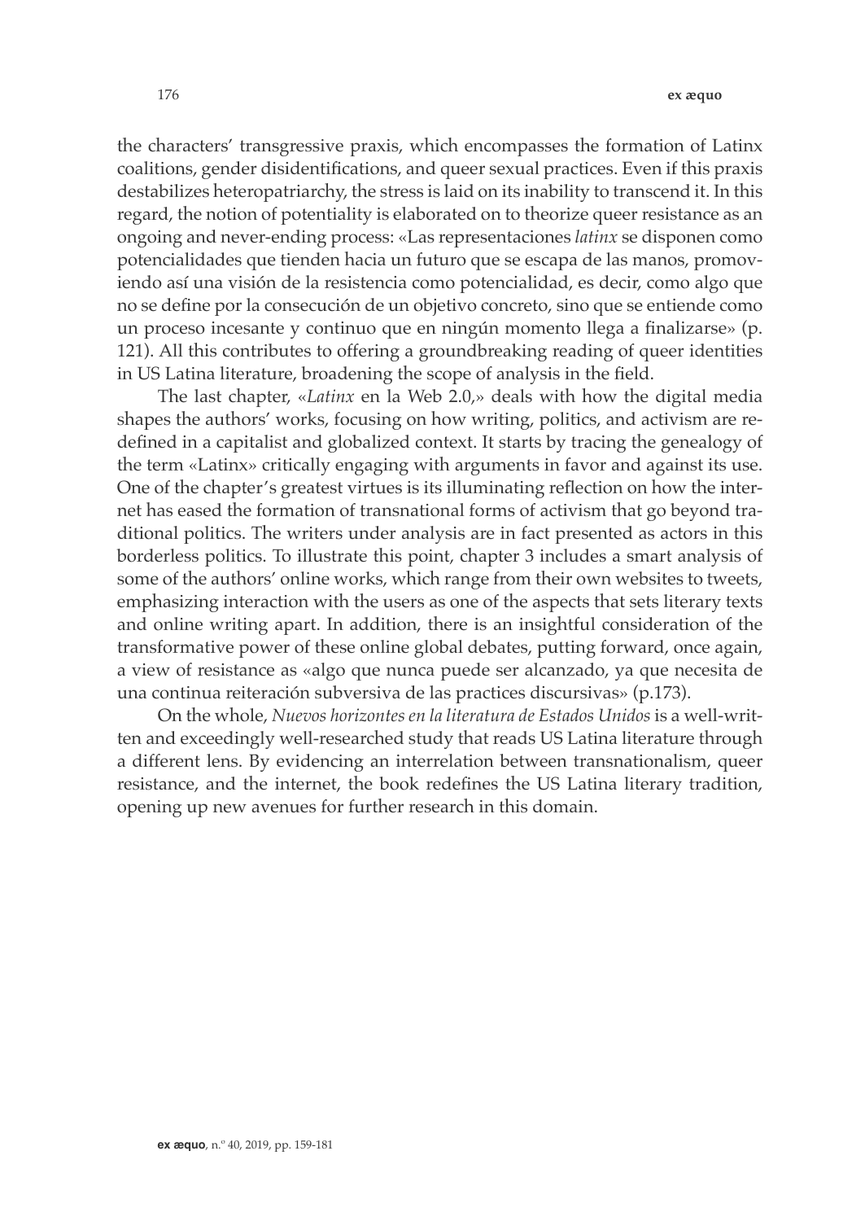the characters' transgressive praxis, which encompasses the formation of Latinx coalitions, gender disidentifications, and queer sexual practices. Even if this praxis destabilizes heteropatriarchy, the stress is laid on its inability to transcend it. In this regard, the notion of potentiality is elaborated on to theorize queer resistance as an ongoing and never-ending process: «Las representaciones *latinx* se disponen como potencialidades que tienden hacia un futuro que se escapa de las manos, promoviendo así una visión de la resistencia como potencialidad, es decir, como algo que no se define por la consecución de un objetivo concreto, sino que se entiende como un proceso incesante y continuo que en ningún momento llega a finalizarse» (p. 121). All this contributes to offering a groundbreaking reading of queer identities in US Latina literature, broadening the scope of analysis in the field.

The last chapter, «*Latinx* en la Web 2.0,» deals with how the digital media shapes the authors' works, focusing on how writing, politics, and activism are redefined in a capitalist and globalized context. It starts by tracing the genealogy of the term «Latinx» critically engaging with arguments in favor and against its use. One of the chapter's greatest virtues is its illuminating reflection on how the internet has eased the formation of transnational forms of activism that go beyond traditional politics. The writers under analysis are in fact presented as actors in this borderless politics. To illustrate this point, chapter 3 includes a smart analysis of some of the authors' online works, which range from their own websites to tweets, emphasizing interaction with the users as one of the aspects that sets literary texts and online writing apart. In addition, there is an insightful consideration of the transformative power of these online global debates, putting forward, once again, a view of resistance as «algo que nunca puede ser alcanzado, ya que necesita de una continua reiteración subversiva de las practices discursivas» (p.173).

On the whole, *Nuevos horizontes en la literatura de Estados Unidos* is a well-written and exceedingly well-researched study that reads US Latina literature through a different lens. By evidencing an interrelation between transnationalism, queer resistance, and the internet, the book redefines the US Latina literary tradition, opening up new avenues for further research in this domain.